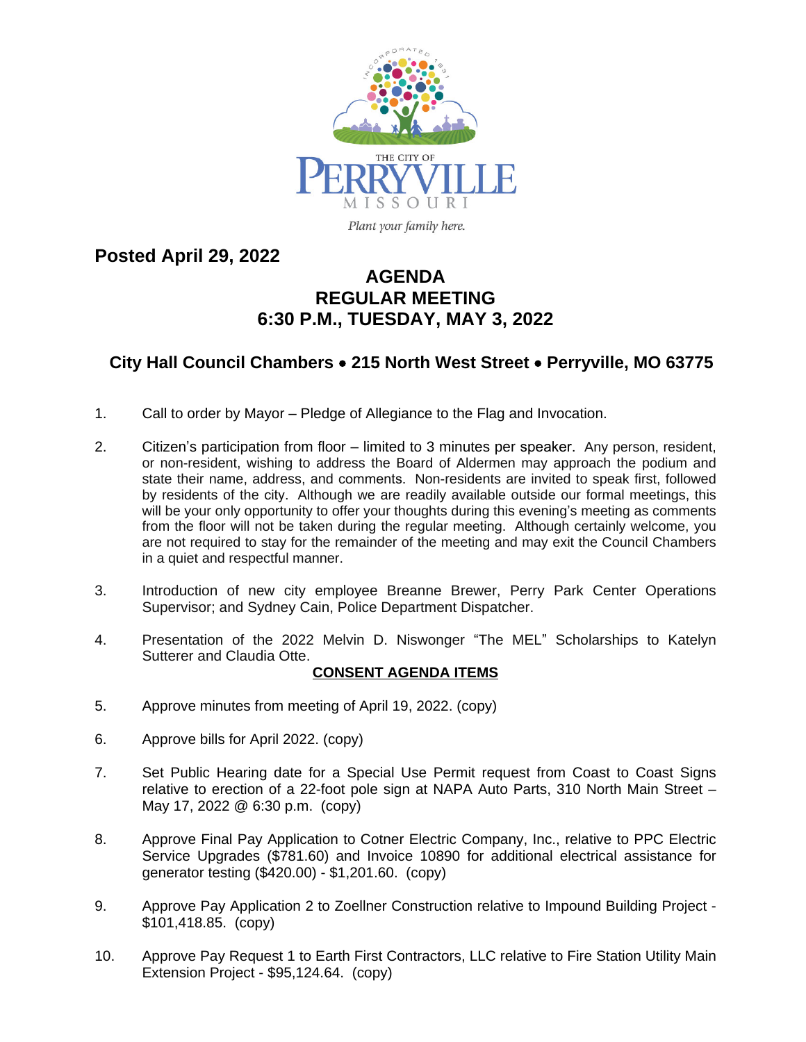THE CITY OF PERRYVILLE MISSOURI

*Plant your family here.*

**Posted April 29, 2022**

# AGENDA
# REGULAR MEETING
# 6:30 P.M., TUESDAY, MAY 3, 2022

## City Hall Council Chambers • 215 North West Street • Perryville, MO 63775

1. Call to order by Mayor – Pledge of Allegiance to the Flag and Invocation.

2. Citizen's participation from floor – limited to 3 minutes per speaker. Any person, resident, or non-resident, wishing to address the Board of Aldermen may approach the podium and state their name, address, and comments. Non-residents are invited to speak first, followed by residents of the city. Although we are readily available outside our formal meetings, this will be your only opportunity to offer your thoughts during this evening's meeting as comments from the floor will not be taken during the regular meeting. Although certainly welcome, you are not required to stay for the remainder of the meeting and may exit the Council Chambers in a quiet and respectful manner.

3. Introduction of new city employee Breanne Brewer, Perry Park Center Operations Supervisor; and Sydney Cain, Police Department Dispatcher.

4. Presentation of the 2022 Melvin D. Niswonger "The MEL" Scholarships to Katelyn Sutterer and Claudia Otte.

**CONSENT AGENDA ITEMS**

5. Approve minutes from meeting of April 19, 2022. (copy)

6. Approve bills for April 2022. (copy)

7. Set Public Hearing date for a Special Use Permit request from Coast to Coast Signs relative to erection of a 22-foot pole sign at NAPA Auto Parts, 310 North Main Street – May 17, 2022 @ 6:30 p.m. (copy)

8. Approve Final Pay Application to Cotner Electric Company, Inc., relative to PPC Electric Service Upgrades ($781.60) and Invoice 10890 for additional electrical assistance for generator testing ($420.00) - $1,201.60. (copy)

9. Approve Pay Application 2 to Zoellner Construction relative to Impound Building Project - $101,418.85. (copy)

10. Approve Pay Request 1 to Earth First Contractors, LLC relative to Fire Station Utility Main Extension Project - $95,124.64. (copy)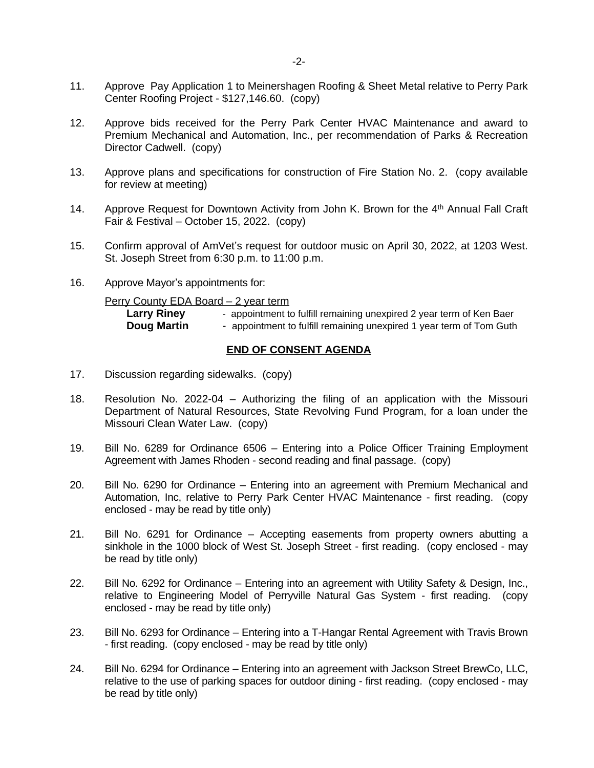11. Approve Pay Application 1 to Meinershagen Roofing & Sheet Metal relative to Perry Park Center Roofing Project - $127,146.60. (copy)

12. Approve bids received for the Perry Park Center HVAC Maintenance and award to Premium Mechanical and Automation, Inc., per recommendation of Parks & Recreation Director Cadwell. (copy)

13. Approve plans and specifications for construction of Fire Station No. 2. (copy available for review at meeting)

14. Approve Request for Downtown Activity from John K. Brown for the 4th Annual Fall Craft Fair & Festival – October 15, 2022. (copy)

15. Confirm approval of AmVet's request for outdoor music on April 30, 2022, at 1203 West. St. Joseph Street from 6:30 p.m. to 11:00 p.m.

16. Approve Mayor's appointments for:

    Perry County EDA Board – 2 year term

    **Larry Riney** - appointment to fulfill remaining unexpired 2 year term of Ken Baer

    **Doug Martin** - appointment to fulfill remaining unexpired 1 year term of Tom Guth

**END OF CONSENT AGENDA**

17. Discussion regarding sidewalks. (copy)

18. Resolution No. 2022-04 – Authorizing the filing of an application with the Missouri Department of Natural Resources, State Revolving Fund Program, for a loan under the Missouri Clean Water Law. (copy)

19. Bill No. 6289 for Ordinance 6506 – Entering into a Police Officer Training Employment Agreement with James Rhoden - second reading and final passage. (copy)

20. Bill No. 6290 for Ordinance – Entering into an agreement with Premium Mechanical and Automation, Inc, relative to Perry Park Center HVAC Maintenance - first reading. (copy enclosed - may be read by title only)

21. Bill No. 6291 for Ordinance – Accepting easements from property owners abutting a sinkhole in the 1000 block of West St. Joseph Street - first reading. (copy enclosed - may be read by title only)

22. Bill No. 6292 for Ordinance – Entering into an agreement with Utility Safety & Design, Inc., relative to Engineering Model of Perryville Natural Gas System - first reading. (copy enclosed - may be read by title only)

23. Bill No. 6293 for Ordinance – Entering into a T-Hangar Rental Agreement with Travis Brown - first reading. (copy enclosed - may be read by title only)

24. Bill No. 6294 for Ordinance – Entering into an agreement with Jackson Street BrewCo, LLC, relative to the use of parking spaces for outdoor dining - first reading. (copy enclosed - may be read by title only)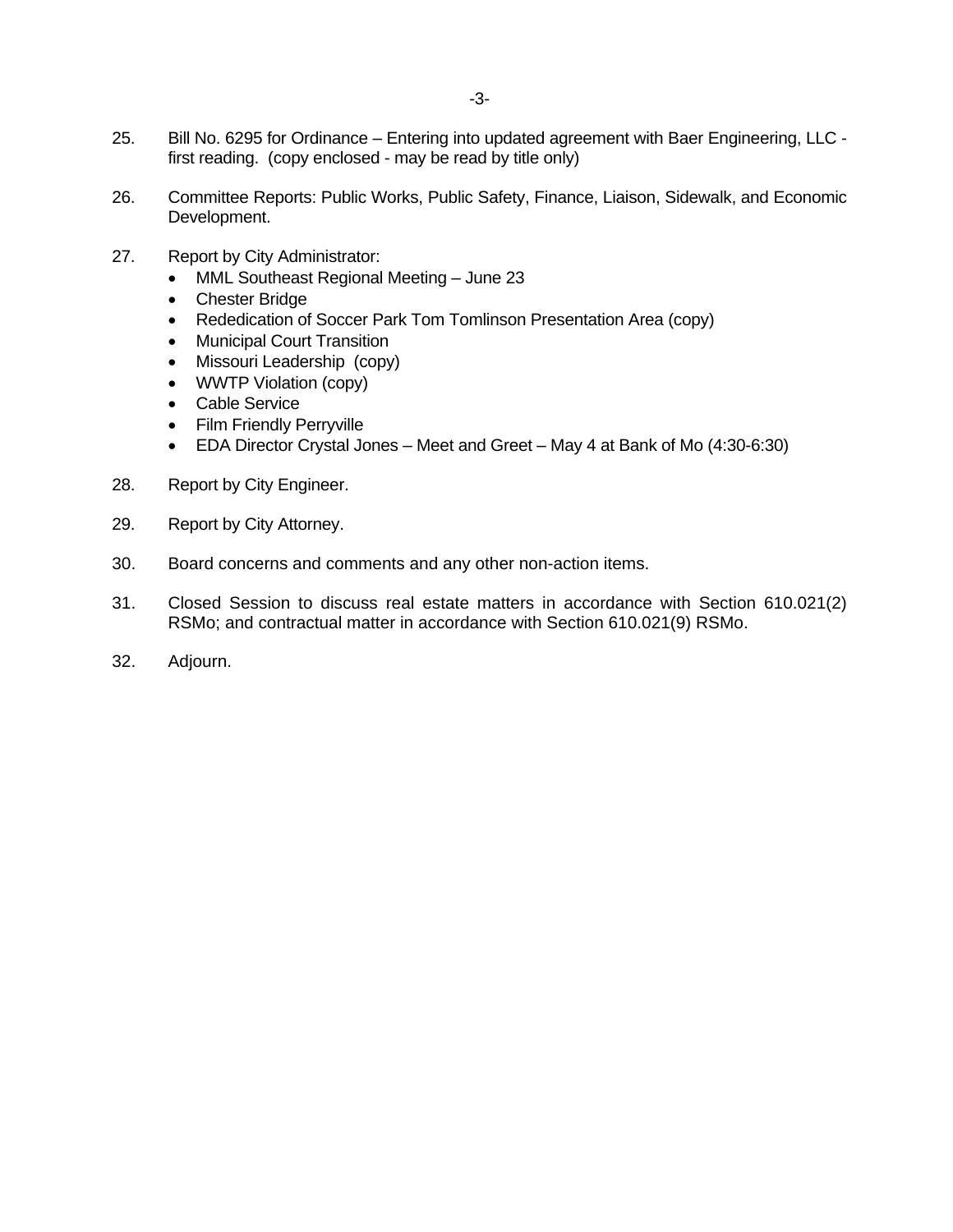25. Bill No. 6295 for Ordinance – Entering into updated agreement with Baer Engineering, LLC - first reading. (copy enclosed - may be read by title only)

26. Committee Reports: Public Works, Public Safety, Finance, Liaison, Sidewalk, and Economic Development.

27. Report by City Administrator:
    - MML Southeast Regional Meeting – June 23
    - Chester Bridge
    - Rededication of Soccer Park Tom Tomlinson Presentation Area (copy)
    - Municipal Court Transition
    - Missouri Leadership (copy)
    - WWTP Violation (copy)
    - Cable Service
    - Film Friendly Perryville
    - EDA Director Crystal Jones – Meet and Greet – May 4 at Bank of Mo (4:30-6:30)

28. Report by City Engineer.

29. Report by City Attorney.

30. Board concerns and comments and any other non-action items.

31. Closed Session to discuss real estate matters in accordance with Section 610.021(2) RSMo; and contractual matter in accordance with Section 610.021(9) RSMo.

32. Adjourn.